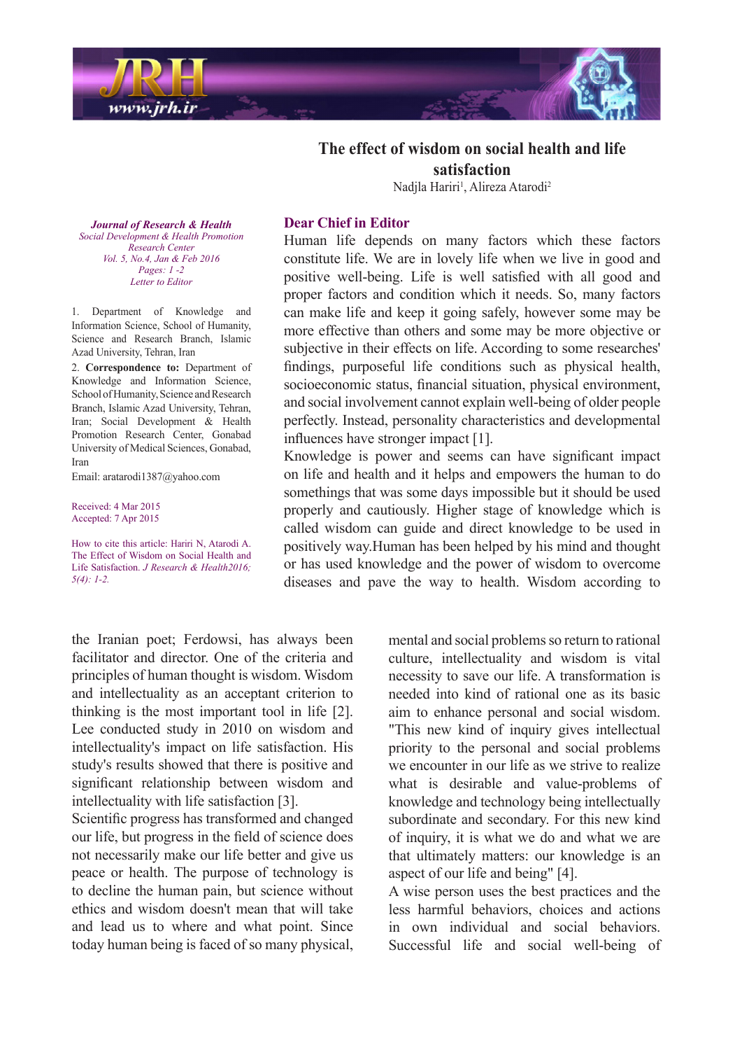# The effect of wisdom on social health and life satisfaction

Nadjla Hariri[1], Alireza Atarodi[2]

*Journal of Research & Health*
*Social Development & Health Promotion Research Center*
*Vol. 5, No.4, Jan & Feb 2016*
*Pages: 1 -2*
*Letter to Editor*

1. Department of Knowledge and Information Science, School of Humanity, Science and Research Branch, Islamic Azad University, Tehran, Iran
2. **Correspondence to:** Department of Knowledge and Information Science, School of Humanity, Science and Research Branch, Islamic Azad University, Tehran, Iran; Social Development & Health Promotion Research Center, Gonabad University of Medical Sciences, Gonabad, Iran

Email: aratarodi1387@yahoo.com

Received: 4 Mar 2015
Accepted: 7 Apr 2015

How to cite this article: Hariri N, Atarodi A. The Effect of Wisdom on Social Health and Life Satisfaction. *J Research & Health2016; 5(4): 1-2.*

## Dear Chief in Editor

Human life depends on many factors which these factors constitute life. We are in lovely life when we live in good and positive well-being. Life is well satisfied with all good and proper factors and condition which it needs. So, many factors can make life and keep it going safely, however some may be more effective than others and some may be more objective or subjective in their effects on life. According to some researches' findings, purposeful life conditions such as physical health, socioeconomic status, financial situation, physical environment, and social involvement cannot explain well-being of older people perfectly. Instead, personality characteristics and developmental influences have stronger impact [1].

Knowledge is power and seems can have significant impact on life and health and it helps and empowers the human to do somethings that was some days impossible but it should be used properly and cautiously. Higher stage of knowledge which is called wisdom can guide and direct knowledge to be used in positively way.Human has been helped by his mind and thought or has used knowledge and the power of wisdom to overcome diseases and pave the way to health. Wisdom according to the Iranian poet; Ferdowsi, has always been facilitator and director. One of the criteria and principles of human thought is wisdom. Wisdom and intellectuality as an acceptant criterion to thinking is the most important tool in life [2]. Lee conducted study in 2010 on wisdom and intellectuality's impact on life satisfaction. His study's results showed that there is positive and significant relationship between wisdom and intellectuality with life satisfaction [3].

Scientific progress has transformed and changed our life, but progress in the field of science does not necessarily make our life better and give us peace or health. The purpose of technology is to decline the human pain, but science without ethics and wisdom doesn't mean that will take and lead us to where and what point. Since today human being is faced of so many physical, mental and social problems so return to rational culture, intellectuality and wisdom is vital necessity to save our life. A transformation is needed into kind of rational one as its basic aim to enhance personal and social wisdom. "This new kind of inquiry gives intellectual priority to the personal and social problems we encounter in our life as we strive to realize what is desirable and value-problems of knowledge and technology being intellectually subordinate and secondary. For this new kind of inquiry, it is what we do and what we are that ultimately matters: our knowledge is an aspect of our life and being" [4].

A wise person uses the best practices and the less harmful behaviors, choices and actions in own individual and social behaviors. Successful life and social well-being of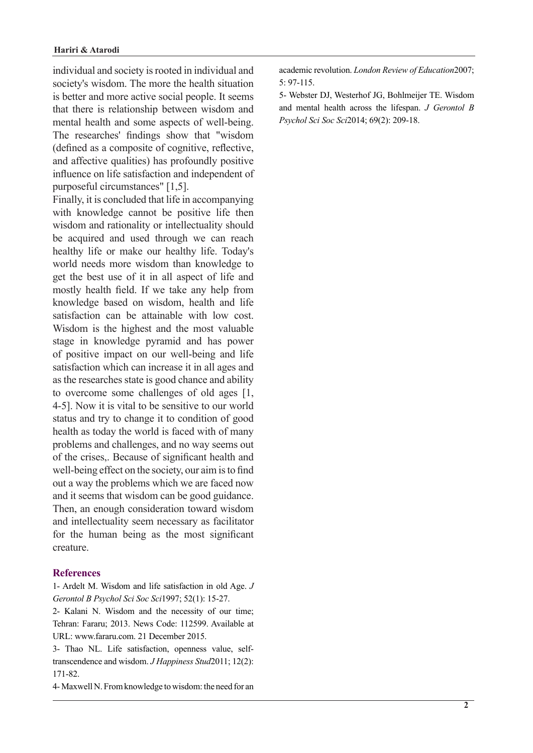individual and society is rooted in individual and society's wisdom. The more the health situation is better and more active social people. It seems that there is relationship between wisdom and mental health and some aspects of well-being. The researches' findings show that "wisdom (defined as a composite of cognitive, reflective, and affective qualities) has profoundly positive influence on life satisfaction and independent of purposeful circumstances" [1,5].

Finally, it is concluded that life in accompanying with knowledge cannot be positive life then wisdom and rationality or intellectuality should be acquired and used through we can reach healthy life or make our healthy life. Today's world needs more wisdom than knowledge to get the best use of it in all aspect of life and mostly health field. If we take any help from knowledge based on wisdom, health and life satisfaction can be attainable with low cost. Wisdom is the highest and the most valuable stage in knowledge pyramid and has power of positive impact on our well-being and life satisfaction which can increase it in all ages and as the researches state is good chance and ability to overcome some challenges of old ages [1, 4-5]. Now it is vital to be sensitive to our world status and try to change it to condition of good health as today the world is faced with of many problems and challenges, and no way seems out of the crises,. Because of significant health and well-being effect on the society, our aim is to find out a way the problems which we are faced now and it seems that wisdom can be good guidance. Then, an enough consideration toward wisdom and intellectuality seem necessary as facilitator for the human being as the most significant creature.

## References

1- Ardelt M. Wisdom and life satisfaction in old Age. *J Gerontol B Psychol Sci Soc Sci*1997; 52(1): 15-27.

2- Kalani N. Wisdom and the necessity of our time; Tehran: Fararu; 2013. News Code: 112599. Available at URL: www.fararu.com. 21 December 2015.

3- Thao NL. Life satisfaction, openness value, self-transcendence and wisdom. *J Happiness Stud*2011; 12(2): 171-82.

4- Maxwell N. From knowledge to wisdom: the need for an academic revolution. *London Review of Education*2007; 5: 97-115.

5- Webster DJ, Westerhof JG, Bohlmeijer TE. Wisdom and mental health across the lifespan. *J Gerontol B Psychol Sci Soc Sci*2014; 69(2): 209-18.